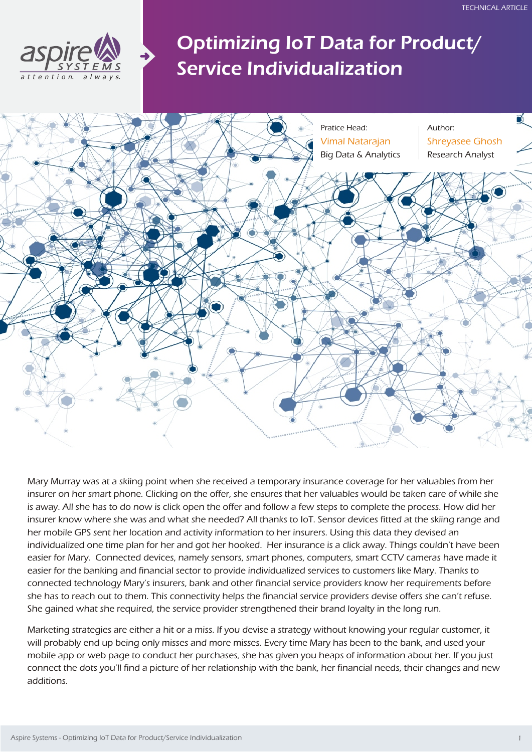TECHNICAL ARTICLE

# Optimizing IoT Data for Product/ Service Individualization

Pratice Head:
Vimal Natarajan
Big Data & Analytics

Author:
Shreyasee Ghosh
Research Analyst

Mary Murray was at a skiing point when she received a temporary insurance coverage for her valuables from her insurer on her smart phone. Clicking on the offer, she ensures that her valuables would be taken care of while she is away. All she has to do now is click open the offer and follow a few steps to complete the process. How did her insurer know where she was and what she needed? All thanks to IoT. Sensor devices fitted at the skiing range and her mobile GPS sent her location and activity information to her insurers. Using this data they devised an individualized one time plan for her and got her hooked. Her insurance is a click away. Things couldn't have been easier for Mary. Connected devices, namely sensors, smart phones, computers, smart CCTV cameras have made it easier for the banking and financial sector to provide individualized services to customers like Mary. Thanks to connected technology Mary's insurers, bank and other financial service providers know her requirements before she has to reach out to them. This connectivity helps the financial service providers devise offers she can't refuse. She gained what she required, the service provider strengthened their brand loyalty in the long run.

Marketing strategies are either a hit or a miss. If you devise a strategy without knowing your regular customer, it will probably end up being only misses and more misses. Every time Mary has been to the bank, and used your mobile app or web page to conduct her purchases, she has given you heaps of information about her. If you just connect the dots you'll find a picture of her relationship with the bank, her financial needs, their changes and new additions.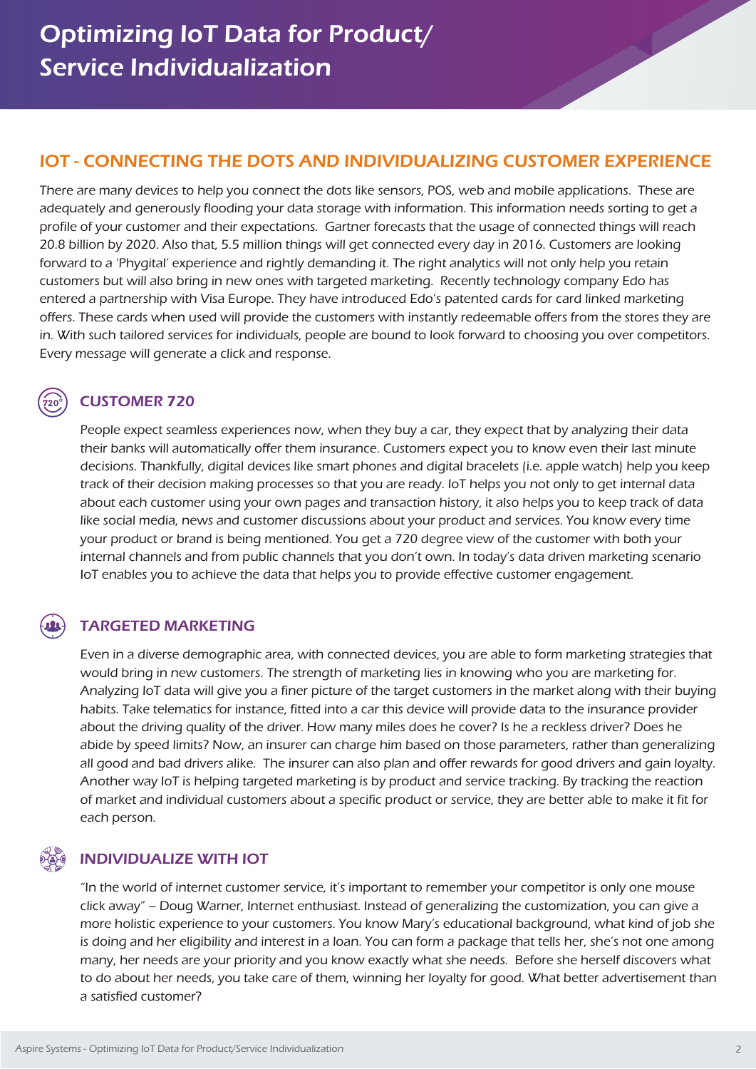# Optimizing IoT Data for Product/ Service Individualization

## IOT - CONNECTING THE DOTS AND INDIVIDUALIZING CUSTOMER EXPERIENCE

There are many devices to help you connect the dots like sensors, POS, web and mobile applications. These are adequately and generously flooding your data storage with information. This information needs sorting to get a profile of your customer and their expectations. Gartner forecasts that the usage of connected things will reach 20.8 billion by 2020. Also that, 5.5 million things will get connected every day in 2016. Customers are looking forward to a 'Phygital' experience and rightly demanding it. The right analytics will not only help you retain customers but will also bring in new ones with targeted marketing. Recently technology company Edo has entered a partnership with Visa Europe. They have introduced Edo's patented cards for card linked marketing offers. These cards when used will provide the customers with instantly redeemable offers from the stores they are in. With such tailored services for individuals, people are bound to look forward to choosing you over competitors. Every message will generate a click and response.

### CUSTOMER 720

People expect seamless experiences now, when they buy a car, they expect that by analyzing their data their banks will automatically offer them insurance. Customers expect you to know even their last minute decisions. Thankfully, digital devices like smart phones and digital bracelets (i.e. apple watch) help you keep track of their decision making processes so that you are ready. IoT helps you not only to get internal data about each customer using your own pages and transaction history, it also helps you to keep track of data like social media, news and customer discussions about your product and services. You know every time your product or brand is being mentioned. You get a 720 degree view of the customer with both your internal channels and from public channels that you don't own. In today's data driven marketing scenario IoT enables you to achieve the data that helps you to provide effective customer engagement.

### TARGETED MARKETING

Even in a diverse demographic area, with connected devices, you are able to form marketing strategies that would bring in new customers. The strength of marketing lies in knowing who you are marketing for. Analyzing IoT data will give you a finer picture of the target customers in the market along with their buying habits. Take telematics for instance, fitted into a car this device will provide data to the insurance provider about the driving quality of the driver. How many miles does he cover? Is he a reckless driver? Does he abide by speed limits? Now, an insurer can charge him based on those parameters, rather than generalizing all good and bad drivers alike. The insurer can also plan and offer rewards for good drivers and gain loyalty. Another way IoT is helping targeted marketing is by product and service tracking. By tracking the reaction of market and individual customers about a specific product or service, they are better able to make it fit for each person.

### INDIVIDUALIZE WITH IOT

"In the world of internet customer service, it's important to remember your competitor is only one mouse click away" – Doug Warner, Internet enthusiast. Instead of generalizing the customization, you can give a more holistic experience to your customers. You know Mary's educational background, what kind of job she is doing and her eligibility and interest in a loan. You can form a package that tells her, she's not one among many, her needs are your priority and you know exactly what she needs. Before she herself discovers what to do about her needs, you take care of them, winning her loyalty for good. What better advertisement than a satisfied customer?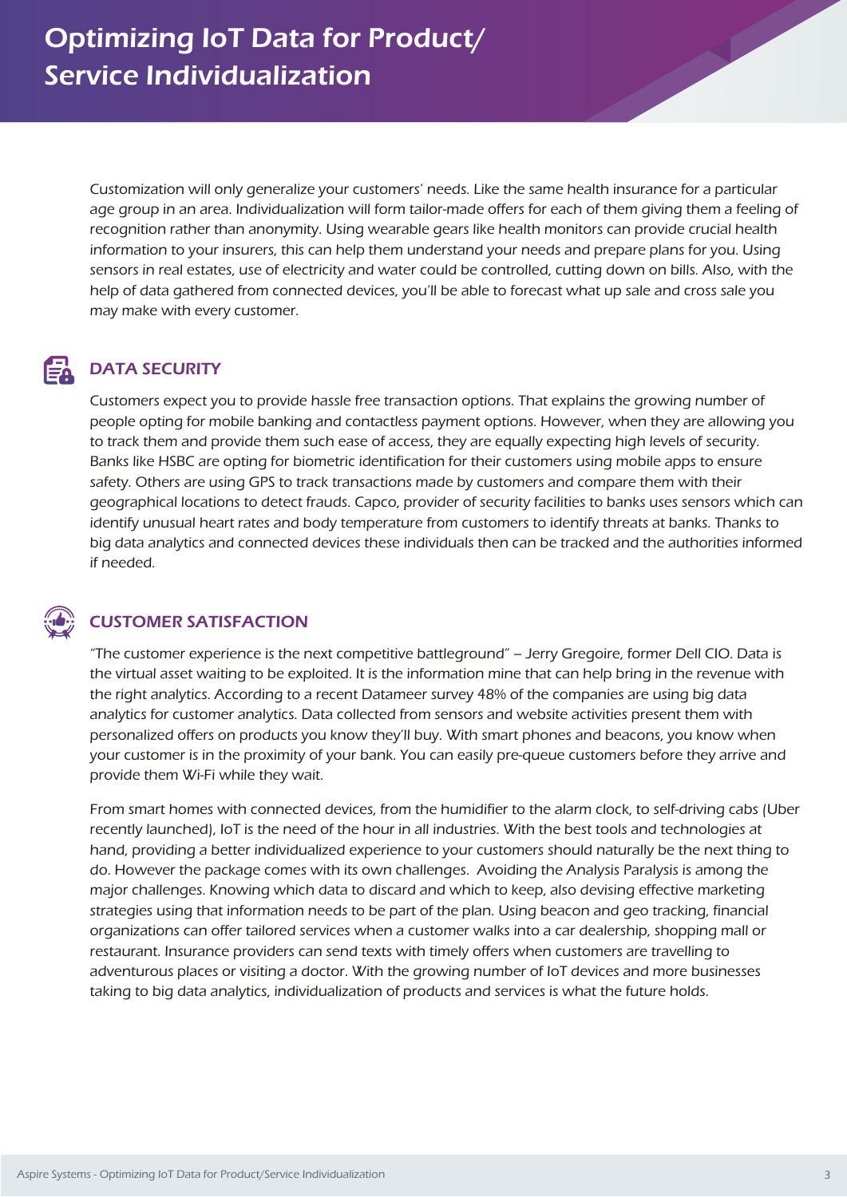# Optimizing IoT Data for Product/ Service Individualization

Customization will only generalize your customers' needs. Like the same health insurance for a particular age group in an area. Individualization will form tailor-made offers for each of them giving them a feeling of recognition rather than anonymity. Using wearable gears like health monitors can provide crucial health information to your insurers, this can help them understand your needs and prepare plans for you. Using sensors in real estates, use of electricity and water could be controlled, cutting down on bills. Also, with the help of data gathered from connected devices, you'll be able to forecast what up sale and cross sale you may make with every customer.

## DATA SECURITY

Customers expect you to provide hassle free transaction options. That explains the growing number of people opting for mobile banking and contactless payment options. However, when they are allowing you to track them and provide them such ease of access, they are equally expecting high levels of security. Banks like HSBC are opting for biometric identification for their customers using mobile apps to ensure safety. Others are using GPS to track transactions made by customers and compare them with their geographical locations to detect frauds. Capco, provider of security facilities to banks uses sensors which can identify unusual heart rates and body temperature from customers to identify threats at banks. Thanks to big data analytics and connected devices these individuals then can be tracked and the authorities informed if needed.

## CUSTOMER SATISFACTION

"The customer experience is the next competitive battleground" – Jerry Gregoire, former Dell CIO. Data is the virtual asset waiting to be exploited. It is the information mine that can help bring in the revenue with the right analytics. According to a recent Datameer survey 48% of the companies are using big data analytics for customer analytics. Data collected from sensors and website activities present them with personalized offers on products you know they'll buy. With smart phones and beacons, you know when your customer is in the proximity of your bank. You can easily pre-queue customers before they arrive and provide them Wi-Fi while they wait.

From smart homes with connected devices, from the humidifier to the alarm clock, to self-driving cabs (Uber recently launched), IoT is the need of the hour in all industries. With the best tools and technologies at hand, providing a better individualized experience to your customers should naturally be the next thing to do. However the package comes with its own challenges. Avoiding the Analysis Paralysis is among the major challenges. Knowing which data to discard and which to keep, also devising effective marketing strategies using that information needs to be part of the plan. Using beacon and geo tracking, financial organizations can offer tailored services when a customer walks into a car dealership, shopping mall or restaurant. Insurance providers can send texts with timely offers when customers are travelling to adventurous places or visiting a doctor. With the growing number of IoT devices and more businesses taking to big data analytics, individualization of products and services is what the future holds.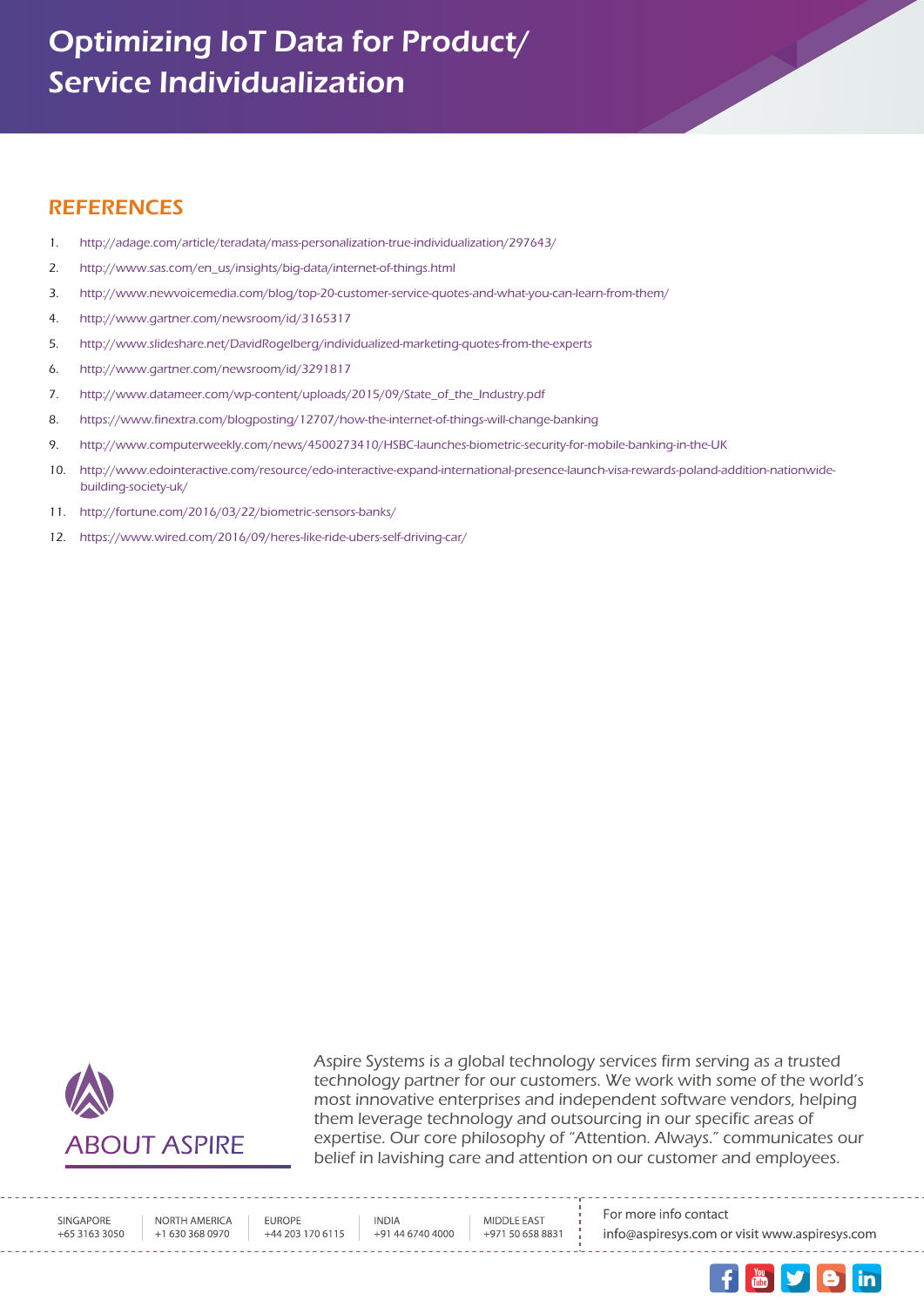# Optimizing IoT Data for Product/ Service Individualization

## REFERENCES

1. http://adage.com/article/teradata/mass-personalization-true-individualization/297643/
2. http://www.sas.com/en_us/insights/big-data/internet-of-things.html
3. http://www.newvoicemedia.com/blog/top-20-customer-service-quotes-and-what-you-can-learn-from-them/
4. http://www.gartner.com/newsroom/id/3165317
5. http://www.slideshare.net/DavidRogelberg/individualized-marketing-quotes-from-the-experts
6. http://www.gartner.com/newsroom/id/3291817
7. http://www.datameer.com/wp-content/uploads/2015/09/State_of_the_Industry.pdf
8. https://www.finextra.com/blogposting/12707/how-the-internet-of-things-will-change-banking
9. http://www.computerweekly.com/news/450027341O/HSBC-launches-biometric-security-for-mobile-banking-in-the-UK
10. http://www.edointeractive.com/resource/edo-interactive-expand-international-presence-launch-visa-rewards-poland-addition-nationwide-building-society-uk/
11. http://fortune.com/2016/03/22/biometric-sensors-banks/
12. https://www.wired.com/2016/09/heres-like-ride-ubers-self-driving-car/

## ABOUT ASPIRE

Aspire Systems is a global technology services firm serving as a trusted technology partner for our customers. We work with some of the world's most innovative enterprises and independent software vendors, helping them leverage technology and outsourcing in our specific areas of expertise. Our core philosophy of "Attention. Always." communicates our belief in lavishing care and attention on our customer and employees.

| SINGAPORE | NORTH AMERICA | EUROPE | INDIA | MIDDLE EAST |
|---|---|---|---|---|
| +65 3163 3050 | +1 630 368 0970 | +44 203 170 6115 | +91 44 6740 4000 | +971 50 658 8831 |

For more info contact
info@aspiresys.com or visit www.aspiresys.com